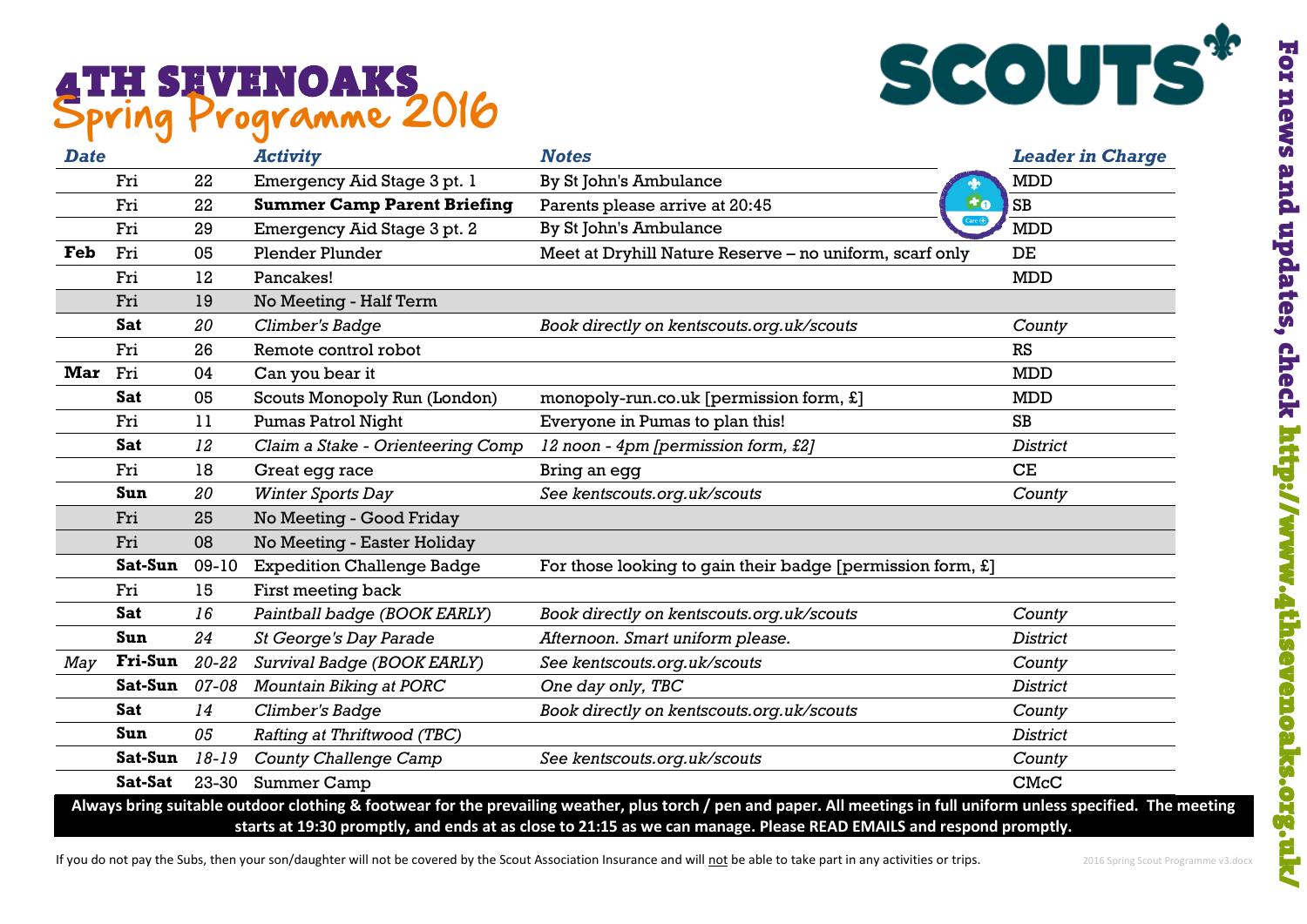# 4TH SEVENOAKS
## Spring Programme 2016

| *Date* | | | *Activity* | *Notes* | *Leader in Charge* |
|---|---|---|---|---|---|
| | Fri | 22 | Emergency Aid Stage 3 pt. 1 | By St John's Ambulance | MDD |
| | Fri | 22 | **Summer Camp Parent Briefing** | Parents please arrive at 20:45 | SB |
| | Fri | 29 | Emergency Aid Stage 3 pt. 2 | By St John's Ambulance | MDD |
| **Feb** | Fri | 05 | Plender Plunder | Meet at Dryhill Nature Reserve – no uniform, scarf only | DE |
| | Fri | 12 | Pancakes! | | MDD |
| | Fri | 19 | No Meeting - Half Term | | |
| | **Sat** | *20* | *Climber's Badge* | *Book directly on kentscouts.org.uk/scouts* | *County* |
| | Fri | 26 | Remote control robot | | RS |
| **Mar** | Fri | 04 | Can you bear it | | MDD |
| | **Sat** | 05 | Scouts Monopoly Run (London) | monopoly-run.co.uk [permission form, £] | MDD |
| | Fri | 11 | Pumas Patrol Night | Everyone in Pumas to plan this! | SB |
| | **Sat** | *12* | *Claim a Stake - Orienteering Comp* | *12 noon - 4pm [permission form, £2]* | *District* |
| | Fri | 18 | Great egg race | Bring an egg | CE |
| | **Sun** | *20* | *Winter Sports Day* | *See kentscouts.org.uk/scouts* | *County* |
| | Fri | 25 | No Meeting - Good Friday | | |
| | Fri | 08 | No Meeting - Easter Holiday | | |
| | **Sat-Sun** | 09-10 | Expedition Challenge Badge | For those looking to gain their badge [permission form, £] | |
| | Fri | 15 | First meeting back | | |
| | **Sat** | *16* | *Paintball badge (BOOK EARLY)* | *Book directly on kentscouts.org.uk/scouts* | *County* |
| | **Sun** | *24* | *St George's Day Parade* | *Afternoon. Smart uniform please.* | *District* |
| *May* | **Fri-Sun** | *20-22* | *Survival Badge (BOOK EARLY)* | *See kentscouts.org.uk/scouts* | *County* |
| | **Sat-Sun** | *07-08* | *Mountain Biking at PORC* | *One day only, TBC* | *District* |
| | **Sat** | *14* | *Climber's Badge* | *Book directly on kentscouts.org.uk/scouts* | *County* |
| | **Sun** | *05* | *Rafting at Thriftwood (TBC)* | | *District* |
| | **Sat-Sun** | *18-19* | *County Challenge Camp* | *See kentscouts.org.uk/scouts* | *County* |
| | **Sat-Sat** | 23-30 | Summer Camp | | CMcC |

**Always bring suitable outdoor clothing & footwear for the prevailing weather, plus torch / pen and paper. All meetings in full uniform unless specified. The meeting starts at 19:30 promptly, and ends at as close to 21:15 as we can manage. Please READ EMAILS and respond promptly.**

If you do not pay the Subs, then your son/daughter will not be covered by the Scout Association Insurance and will not be able to take part in any activities or trips.

**For news and updates, check http://www.4thsevenoaks.org.uk/**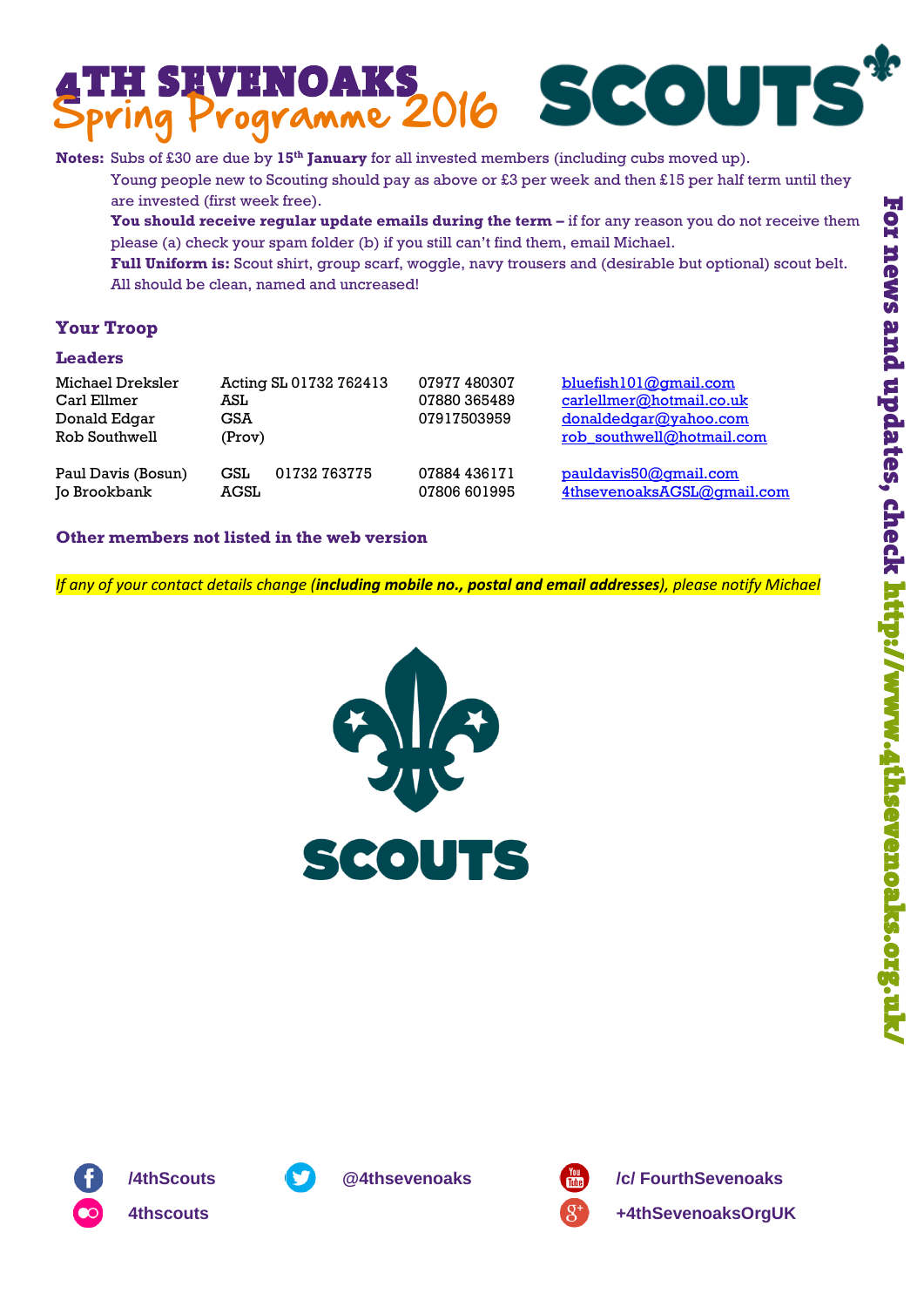# 4TH SEVENOAKS Spring Programme 2016

SCOUTS

**Notes:** Subs of £30 are due by **15th January** for all invested members (including cubs moved up).

Young people new to Scouting should pay as above or £3 per week and then £15 per half term until they are invested (first week free).

**You should receive regular update emails during the term –** if for any reason you do not receive them please (a) check your spam folder (b) if you still can't find them, email Michael.

**Full Uniform is:** Scout shirt, group scarf, woggle, navy trousers and (desirable but optional) scout belt. All should be clean, named and uncreased!

For news and updates, check http://www.4thsevenoaks.org.uk/

## Your Troop

### Leaders

| | | | |
|---|---|---|---|
| Michael Dreksler | Acting SL 01732 762413 | 07977 480307 | bluefish101@gmail.com |
| Carl Ellmer | ASL | 07880 365489 | carlellmer@hotmail.co.uk |
| Donald Edgar | GSA | 07917503959 | donaldedgar@yahoo.com |
| Rob Southwell | (Prov) | | rob_southwell@hotmail.com |
| Paul Davis (Bosun) | GSL 01732 763775 | 07884 436171 | pauldavis50@gmail.com |
| Jo Brookbank | AGSL | 07806 601995 | 4thsevenoaksAGSL@gmail.com |

**Other members not listed in the web version**

*If any of your contact details change (**including mobile no., postal and email addresses**), please notify Michael*

SCOUTS

/4thScouts

4thscouts

@4thsevenoaks

/c/ FourthSevenoaks

+4thSevenoaksOrgUK